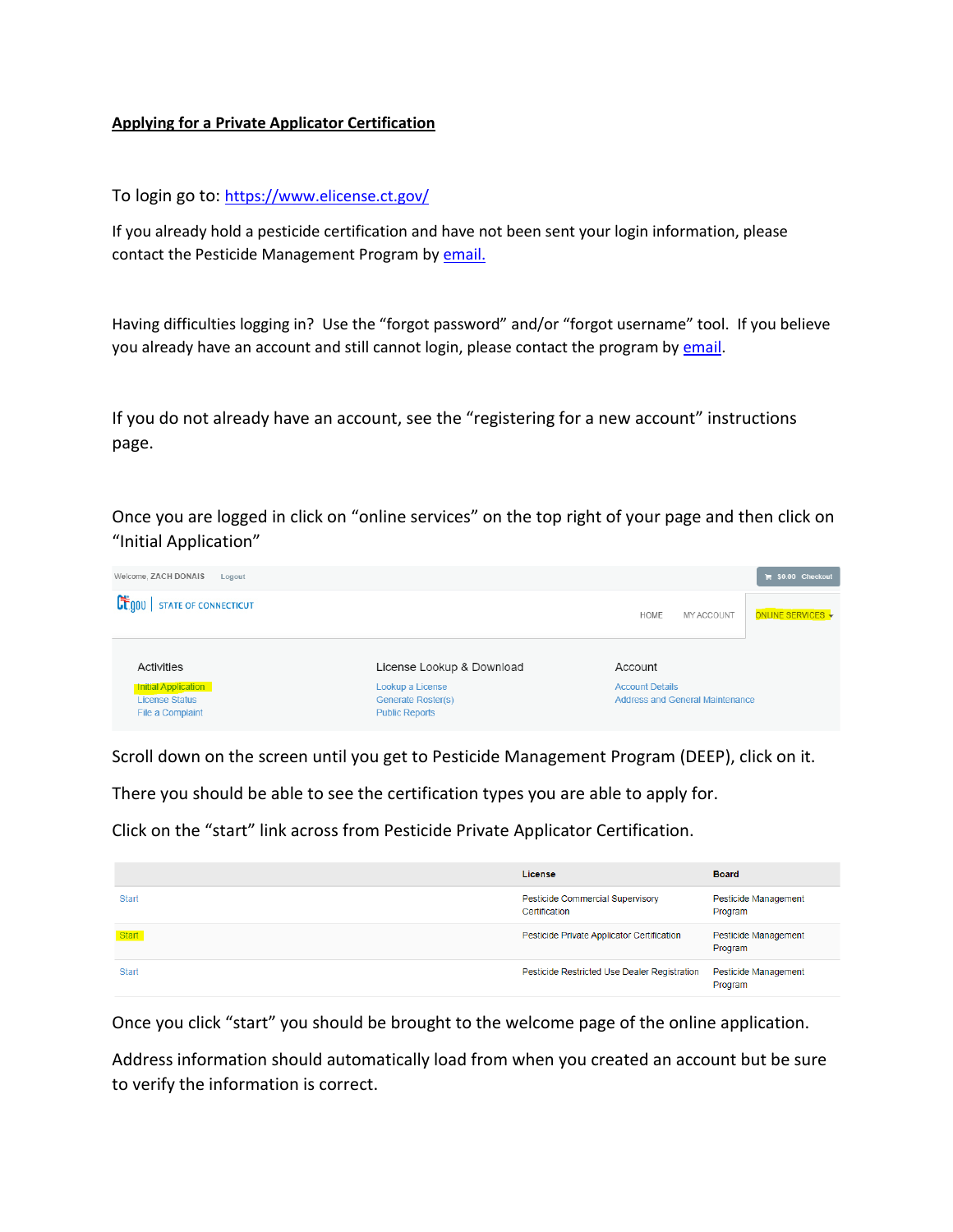**Applying for a Private Applicator Certification**

To login go to: https://www.elicense.ct.gov/

If you already hold a pesticide certification and have not been sent your login information, please contact the Pesticide Management Program by email.

Having difficulties logging in? Use the "forgot password" and/or "forgot username" tool. If you believe you already have an account and still cannot login, please contact the program by email.

If you do not already have an account, see the "registering for a new account" instructions page.

Once you are logged in click on "online services" on the top right of your page and then click on "Initial Application"

Welcome, ZACH DONAIS Logout $0.00 Checkout

CT.gov | STATE OF CONNECTICUT

HOME MY ACCOUNT ONLINE SERVICES

| Activities | License Lookup & Download | Account |
| --- | --- | --- |
| Initial Application | Lookup a License | Account Details |
| License Status | Generate Roster(s) | Address and General Maintenance |
| File a Complaint | Public Reports | |

Scroll down on the screen until you get to Pesticide Management Program (DEEP), click on it.

There you should be able to see the certification types you are able to apply for.

Click on the "start" link across from Pesticide Private Applicator Certification.

| | License | Board |
| --- | --- | --- |
| Start | Pesticide Commercial Supervisory Certification | Pesticide Management Program |
| Start | Pesticide Private Applicator Certification | Pesticide Management Program |
| Start | Pesticide Restricted Use Dealer Registration | Pesticide Management Program |

Once you click "start" you should be brought to the welcome page of the online application.

Address information should automatically load from when you created an account but be sure to verify the information is correct.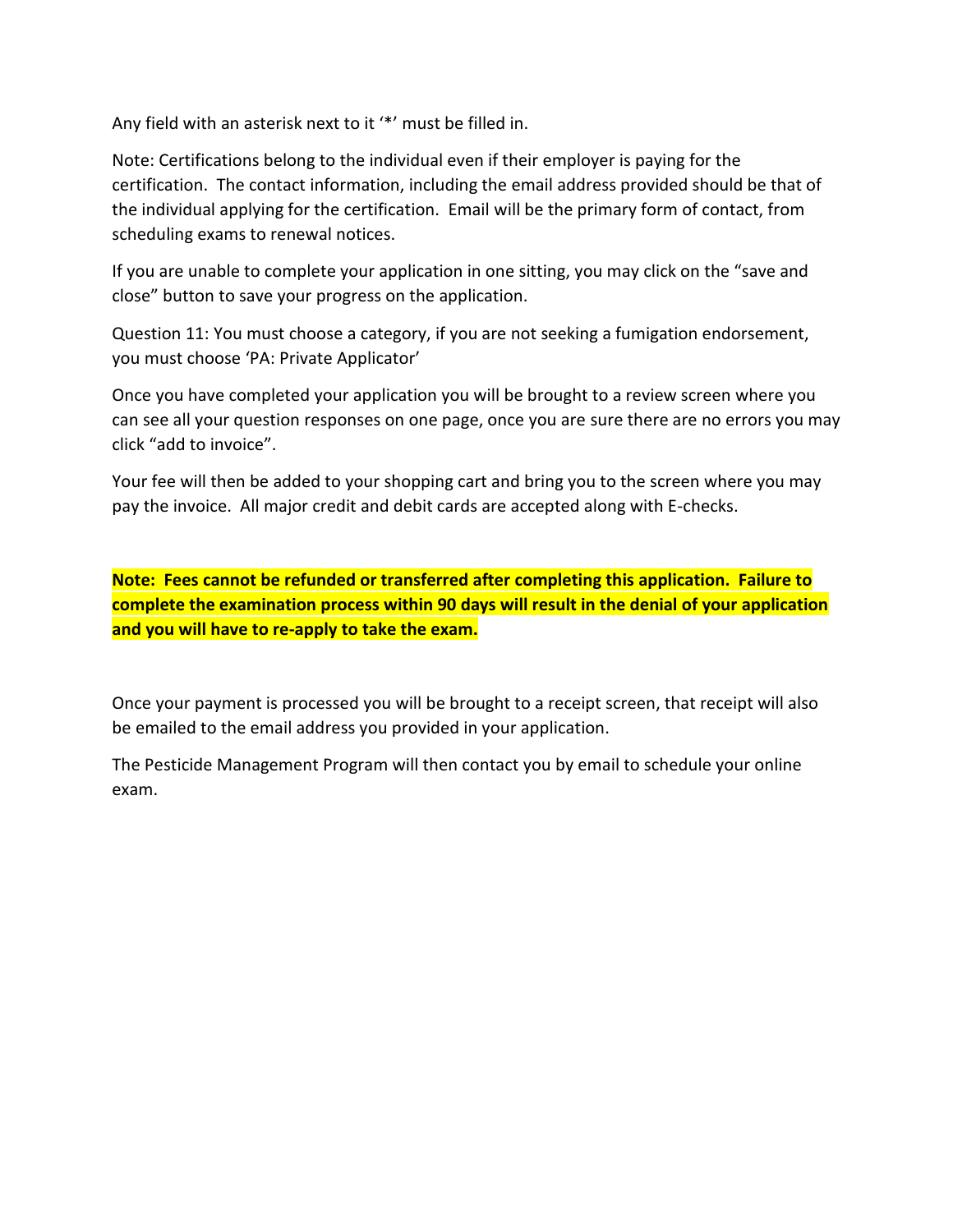Any field with an asterisk next to it '*' must be filled in.

Note: Certifications belong to the individual even if their employer is paying for the certification. The contact information, including the email address provided should be that of the individual applying for the certification. Email will be the primary form of contact, from scheduling exams to renewal notices.

If you are unable to complete your application in one sitting, you may click on the "save and close" button to save your progress on the application.

Question 11: You must choose a category, if you are not seeking a fumigation endorsement, you must choose 'PA: Private Applicator'

Once you have completed your application you will be brought to a review screen where you can see all your question responses on one page, once you are sure there are no errors you may click "add to invoice".

Your fee will then be added to your shopping cart and bring you to the screen where you may pay the invoice. All major credit and debit cards are accepted along with E-checks.

**Note: Fees cannot be refunded or transferred after completing this application. Failure to complete the examination process within 90 days will result in the denial of your application and you will have to re-apply to take the exam.**

Once your payment is processed you will be brought to a receipt screen, that receipt will also be emailed to the email address you provided in your application.

The Pesticide Management Program will then contact you by email to schedule your online exam.